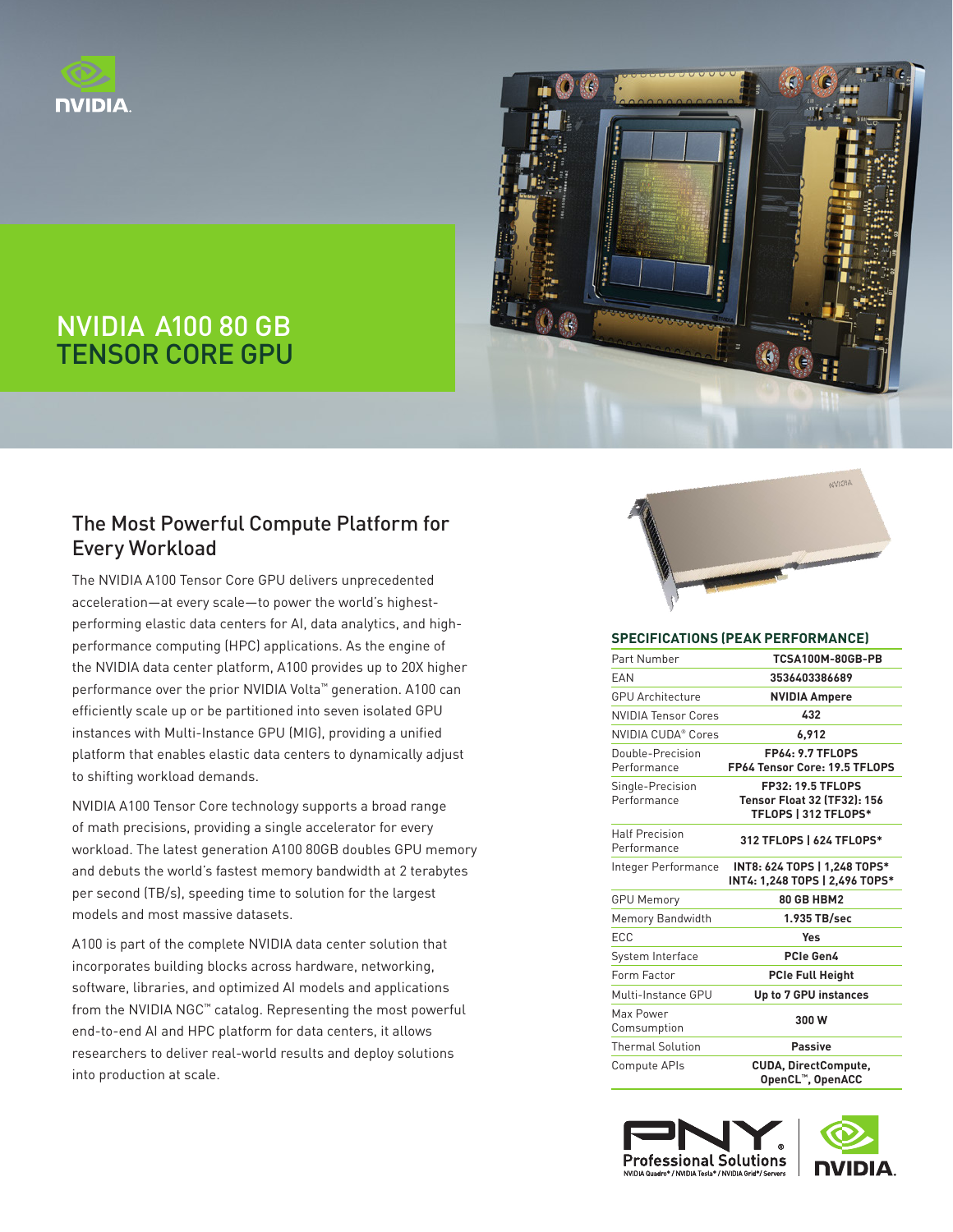# NVIDIA A100 80 GB TENSOR CORE GPU

## The Most Powerful Compute Platform for Every Workload

The NVIDIA A100 Tensor Core GPU delivers unprecedented acceleration—at every scale—to power the world's highest-performing elastic data centers for AI, data analytics, and high-performance computing (HPC) applications. As the engine of the NVIDIA data center platform, A100 provides up to 20X higher performance over the prior NVIDIA Volta™ generation. A100 can efficiently scale up or be partitioned into seven isolated GPU instances with Multi-Instance GPU (MIG), providing a unified platform that enables elastic data centers to dynamically adjust to shifting workload demands.

NVIDIA A100 Tensor Core technology supports a broad range of math precisions, providing a single accelerator for every workload. The latest generation A100 80GB doubles GPU memory and debuts the world's fastest memory bandwidth at 2 terabytes per second (TB/s), speeding time to solution for the largest models and most massive datasets.

A100 is part of the complete NVIDIA data center solution that incorporates building blocks across hardware, networking, software, libraries, and optimized AI models and applications from the NVIDIA NGC™ catalog. Representing the most powerful end-to-end AI and HPC platform for data centers, it allows researchers to deliver real-world results and deploy solutions into production at scale.

### SPECIFICATIONS (PEAK PERFORMANCE)

| | |
|---|---|
| Part Number | **TCSA100M-80GB-PB** |
| EAN | **3536403386689** |
| GPU Architecture | **NVIDIA Ampere** |
| NVIDIA Tensor Cores | **432** |
| NVIDIA CUDA® Cores | **6,912** |
| Double-Precision Performance | **FP64: 9.7 TFLOPS FP64 Tensor Core: 19.5 TFLOPS** |
| Single-Precision Performance | **FP32: 19.5 TFLOPS Tensor Float 32 (TF32): 156 TFLOPS \| 312 TFLOPS*** |
| Half Precision Performance | **312 TFLOPS \| 624 TFLOPS*** |
| Integer Performance | **INT8: 624 TOPS \| 1,248 TOPS* INT4: 1,248 TOPS \| 2,496 TOPS*** |
| GPU Memory | **80 GB HBM2** |
| Memory Bandwidth | **1.935 TB/sec** |
| ECC | **Yes** |
| System Interface | **PCIe Gen4** |
| Form Factor | **PCIe Full Height** |
| Multi-Instance GPU | **Up to 7 GPU instances** |
| Max Power Comsumption | **300 W** |
| Thermal Solution | **Passive** |
| Compute APIs | **CUDA, DirectCompute, OpenCL™, OpenACC** |

PNY Professional Solutions
NVIDIA Quadro® / NVIDIA Tesla® / NVIDIA Grid®/ Servers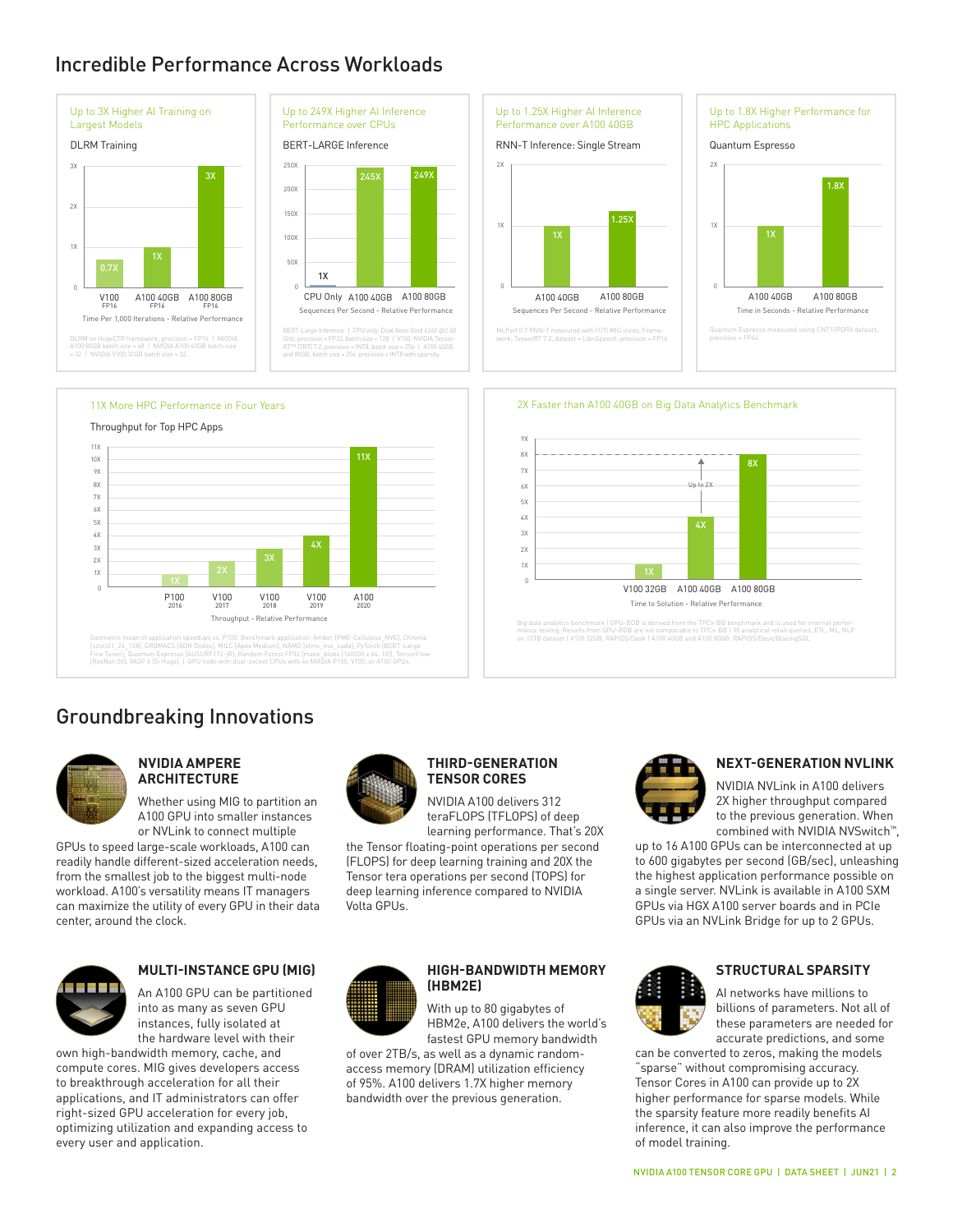## Incredible Performance Across Workloads

**Up to 3X Higher AI Training on Largest Models**

DLRM Training

| | V100 FP16 | A100 40GB FP16 | A100 80GB FP16 |
|---|---|---|---|
| Time Per 1,000 Iterations - Relative Performance | 0.7X | 1X | 3X |

DLRM on HugeCTR framework, precision = FP16 | NVIDIA A100 80GB batch size = 48 | NVIDIA A100 40GB batch size = 32 | NVIDIA V100 32GB batch size = 32.

**Up to 249X Higher AI Inference Performance over CPUs**

BERT-LARGE Inference

| | CPU Only | A100 40GB | A100 80GB |
|---|---|---|---|
| Sequences Per Second - Relative Performance | 1X | 245X | 249X |

BERT-Large Inference | CPU only: Dual Xeon Gold 6240 @2.60 GHz, precision = FP32, batch size = 128 | V100: NVIDIA TensorRT™ (TRT) 7.2, precision = INT8, batch size = 256 | A100 40GB and 80GB, batch size = 256, precision = INT8 with sparsity.

**Up to 1.25X Higher AI Inference Performance over A100 40GB**

RNN-T Inference: Single Stream

| | A100 40GB | A100 80GB |
|---|---|---|
| Sequences Per Second - Relative Performance | 1X | 1.25X |

MLPerf 0.7 RNN-T measured with (1/7) MIG slices. Framework: TensorRT 7.2, dataset = LibriSpeech, precision = FP16.

**Up to 1.8X Higher Performance for HPC Applications**

Quantum Espresso

| | A100 40GB | A100 80GB |
|---|---|---|
| Time in Seconds - Relative Performance | 1X | 1.8X |

Quantum Espresso measured using CNT10POR8 dataset, precision = FP64.

**11X More HPC Performance in Four Years**

Throughput for Top HPC Apps

| | P100 2016 | V100 2017 | V100 2018 | V100 2019 | A100 2020 |
|---|---|---|---|---|---|
| Throughput - Relative Performance | 1X | 2X | 3X | 4X | 11X |

Geometric mean of application speedups vs. P100: Benchmark application: Amber [PME-Cellulose_NVE], Chroma [szscl21_24_128], GROMACS [ADH Dodec], MILC [Apex Medium], NAMD [stmv_nve_cuda], PyTorch (BERT-Large Fine Tuner], Quantum Espresso [AUSURF112-jR]; Random Forest FP32 [make_blobs (160000 x 64 : 10)], TensorFlow [ResNet-50], VASP 6 [Si Huge] | GPU node with dual-socket CPUs with 4x NVIDIA P100, V100, or A100 GPUs.

**2X Faster than A100 40GB on Big Data Analytics Benchmark**

| | V100 32GB | A100 40GB | A100 80GB |
|---|---|---|---|
| Time to Solution - Relative Performance | 1X | 4X | 8X |

Up to 2X

Big data analytics benchmark | GPU-BDB is derived from the TPCx-BB benchmark and is used for internal performance testing. Results from GPU-BDB are not comparable to TPCx-BB | 30 analytical retail queries, ETL, ML, NLP on 10TB dataset | V100 32GB, RAPIDS/Dask | A100 40GB and A100 80GB, RAPIDS/Dask/BlazingSQL

## Groundbreaking Innovations

### NVIDIA AMPERE ARCHITECTURE

Whether using MIG to partition an A100 GPU into smaller instances or NVLink to connect multiple GPUs to speed large-scale workloads, A100 can readily handle different-sized acceleration needs, from the smallest job to the biggest multi-node workload. A100's versatility means IT managers can maximize the utility of every GPU in their data center, around the clock.

### THIRD-GENERATION TENSOR CORES

NVIDIA A100 delivers 312 teraFLOPS (TFLOPS) of deep learning performance. That's 20X the Tensor floating-point operations per second (FLOPS) for deep learning training and 20X the Tensor tera operations per second (TOPS) for deep learning inference compared to NVIDIA Volta GPUs.

### NEXT-GENERATION NVLINK

NVIDIA NVLink in A100 delivers 2X higher throughput compared to the previous generation. When combined with NVIDIA NVSwitch™, up to 16 A100 GPUs can be interconnected at up to 600 gigabytes per second (GB/sec), unleashing the highest application performance possible on a single server. NVLink is available in A100 SXM GPUs via HGX A100 server boards and in PCIe GPUs via an NVLink Bridge for up to 2 GPUs.

### MULTI-INSTANCE GPU (MIG)

An A100 GPU can be partitioned into as many as seven GPU instances, fully isolated at the hardware level with their own high-bandwidth memory, cache, and compute cores. MIG gives developers access to breakthrough acceleration for all their applications, and IT administrators can offer right-sized GPU acceleration for every job, optimizing utilization and expanding access to every user and application.

### HIGH-BANDWIDTH MEMORY (HBM2E)

With up to 80 gigabytes of HBM2e, A100 delivers the world's fastest GPU memory bandwidth of over 2TB/s, as well as a dynamic random-access memory (DRAM) utilization efficiency of 95%. A100 delivers 1.7X higher memory bandwidth over the previous generation.

### STRUCTURAL SPARSITY

AI networks have millions to billions of parameters. Not all of these parameters are needed for accurate predictions, and some can be converted to zeros, making the models "sparse" without compromising accuracy. Tensor Cores in A100 can provide up to 2X higher performance for sparse models. While the sparsity feature more readily benefits AI inference, it can also improve the performance of model training.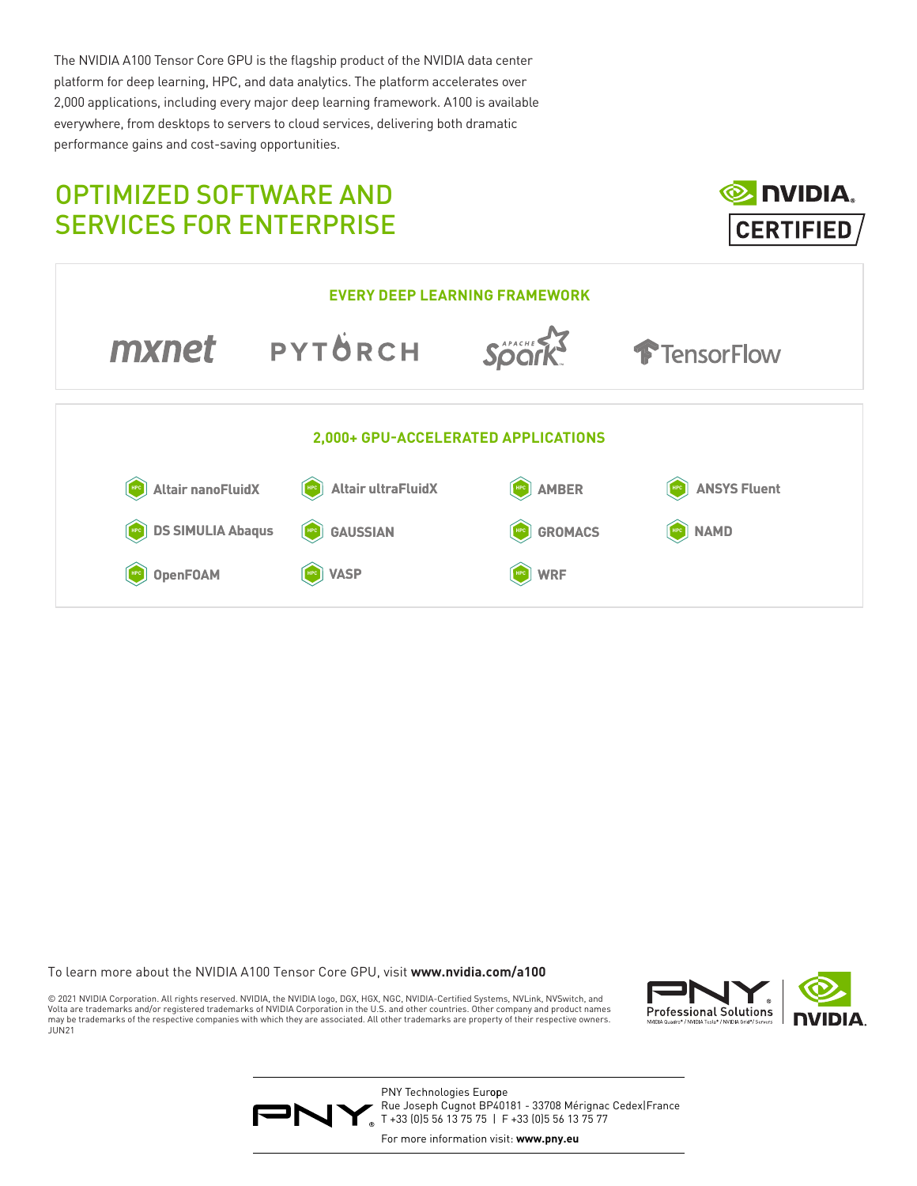The NVIDIA A100 Tensor Core GPU is the flagship product of the NVIDIA data center platform for deep learning, HPC, and data analytics. The platform accelerates over 2,000 applications, including every major deep learning framework. A100 is available everywhere, from desktops to servers to cloud services, delivering both dramatic performance gains and cost-saving opportunities.

## OPTIMIZED SOFTWARE AND SERVICES FOR ENTERPRISE

NVIDIA CERTIFIED

### EVERY DEEP LEARNING FRAMEWORK

mxnet

PYTORCH

Apache Spark

TensorFlow

### 2,000+ GPU-ACCELERATED APPLICATIONS

- Altair nanoFluidX
- Altair ultraFluidX
- AMBER
- ANSYS Fluent
- DS SIMULIA Abaqus
- GAUSSIAN
- GROMACS
- NAMD
- OpenFOAM
- VASP
- WRF

To learn more about the NVIDIA A100 Tensor Core GPU, visit **www.nvidia.com/a100**

© 2021 NVIDIA Corporation. All rights reserved. NVIDIA, the NVIDIA logo, DGX, HGX, NGC, NVIDIA-Certified Systems, NVLink, NVSwitch, and Volta are trademarks and/or registered trademarks of NVIDIA Corporation in the U.S. and other countries. Other company and product names may be trademarks of the respective companies with which they are associated. All other trademarks are property of their respective owners. JUN21

PNY Professional Solutions
NVIDIA Quadro® / NVIDIA Tesla® / NVIDIA Grid® / Servers

NVIDIA

PNY Technologies Europe
Rue Joseph Cugnot BP40181 - 33708 Mérignac Cedex|France
T +33 (0)5 56 13 75 75 | F +33 (0)5 56 13 75 77

For more information visit: **www.pny.eu**